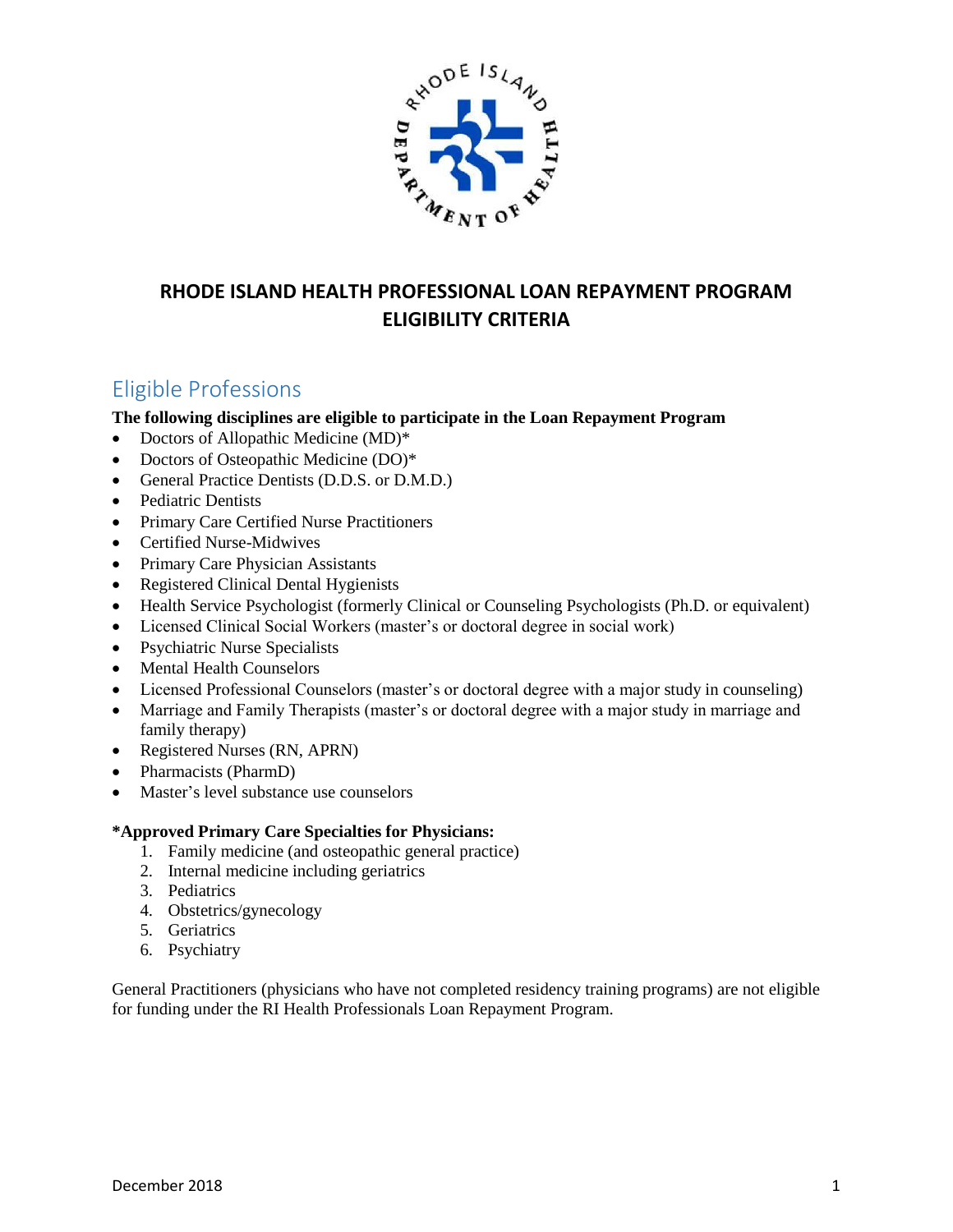# RHODE ISLAND HEALTH PROFESSIONAL LOAN REPAYMENT PROGRAM ELIGIBILITY CRITERIA

## Eligible Professions

**The following disciplines are eligible to participate in the Loan Repayment Program**

- Doctors of Allopathic Medicine (MD)*
- Doctors of Osteopathic Medicine (DO)*
- General Practice Dentists (D.D.S. or D.M.D.)
- Pediatric Dentists
- Primary Care Certified Nurse Practitioners
- Certified Nurse-Midwives
- Primary Care Physician Assistants
- Registered Clinical Dental Hygienists
- Health Service Psychologist (formerly Clinical or Counseling Psychologists (Ph.D. or equivalent)
- Licensed Clinical Social Workers (master's or doctoral degree in social work)
- Psychiatric Nurse Specialists
- Mental Health Counselors
- Licensed Professional Counselors (master's or doctoral degree with a major study in counseling)
- Marriage and Family Therapists (master's or doctoral degree with a major study in marriage and family therapy)
- Registered Nurses (RN, APRN)
- Pharmacists (PharmD)
- Master's level substance use counselors

**\*Approved Primary Care Specialties for Physicians:**

1. Family medicine (and osteopathic general practice)
2. Internal medicine including geriatrics
3. Pediatrics
4. Obstetrics/gynecology
5. Geriatrics
6. Psychiatry

General Practitioners (physicians who have not completed residency training programs) are not eligible for funding under the RI Health Professionals Loan Repayment Program.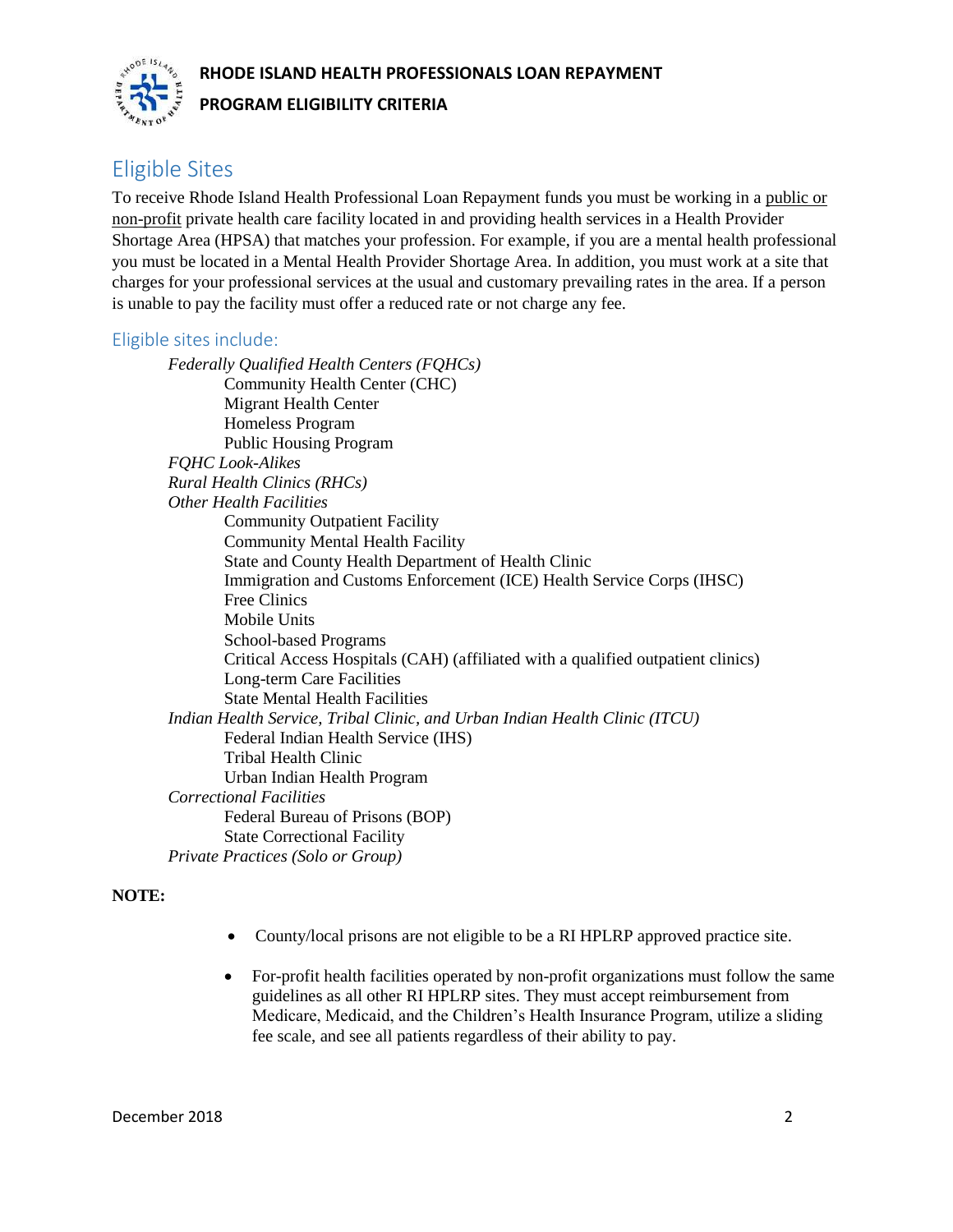## Eligible Sites

To receive Rhode Island Health Professional Loan Repayment funds you must be working in a public or non-profit private health care facility located in and providing health services in a Health Provider Shortage Area (HPSA) that matches your profession. For example, if you are a mental health professional you must be located in a Mental Health Provider Shortage Area. In addition, you must work at a site that charges for your professional services at the usual and customary prevailing rates in the area. If a person is unable to pay the facility must offer a reduced rate or not charge any fee.

### Eligible sites include:

- *Federally Qualified Health Centers (FQHCs)*
  - Community Health Center (CHC)
  - Migrant Health Center
  - Homeless Program
  - Public Housing Program
- *FQHC Look-Alikes*
- *Rural Health Clinics (RHCs)*
- *Other Health Facilities*
  - Community Outpatient Facility
  - Community Mental Health Facility
  - State and County Health Department of Health Clinic
  - Immigration and Customs Enforcement (ICE) Health Service Corps (IHSC)
  - Free Clinics
  - Mobile Units
  - School-based Programs
  - Critical Access Hospitals (CAH) (affiliated with a qualified outpatient clinics)
  - Long-term Care Facilities
  - State Mental Health Facilities
- *Indian Health Service, Tribal Clinic, and Urban Indian Health Clinic (ITCU)*
  - Federal Indian Health Service (IHS)
  - Tribal Health Clinic
  - Urban Indian Health Program
- *Correctional Facilities*
  - Federal Bureau of Prisons (BOP)
  - State Correctional Facility
- *Private Practices (Solo or Group)*

**NOTE:**

- County/local prisons are not eligible to be a RI HPLRP approved practice site.
- For-profit health facilities operated by non-profit organizations must follow the same guidelines as all other RI HPLRP sites. They must accept reimbursement from Medicare, Medicaid, and the Children's Health Insurance Program, utilize a sliding fee scale, and see all patients regardless of their ability to pay.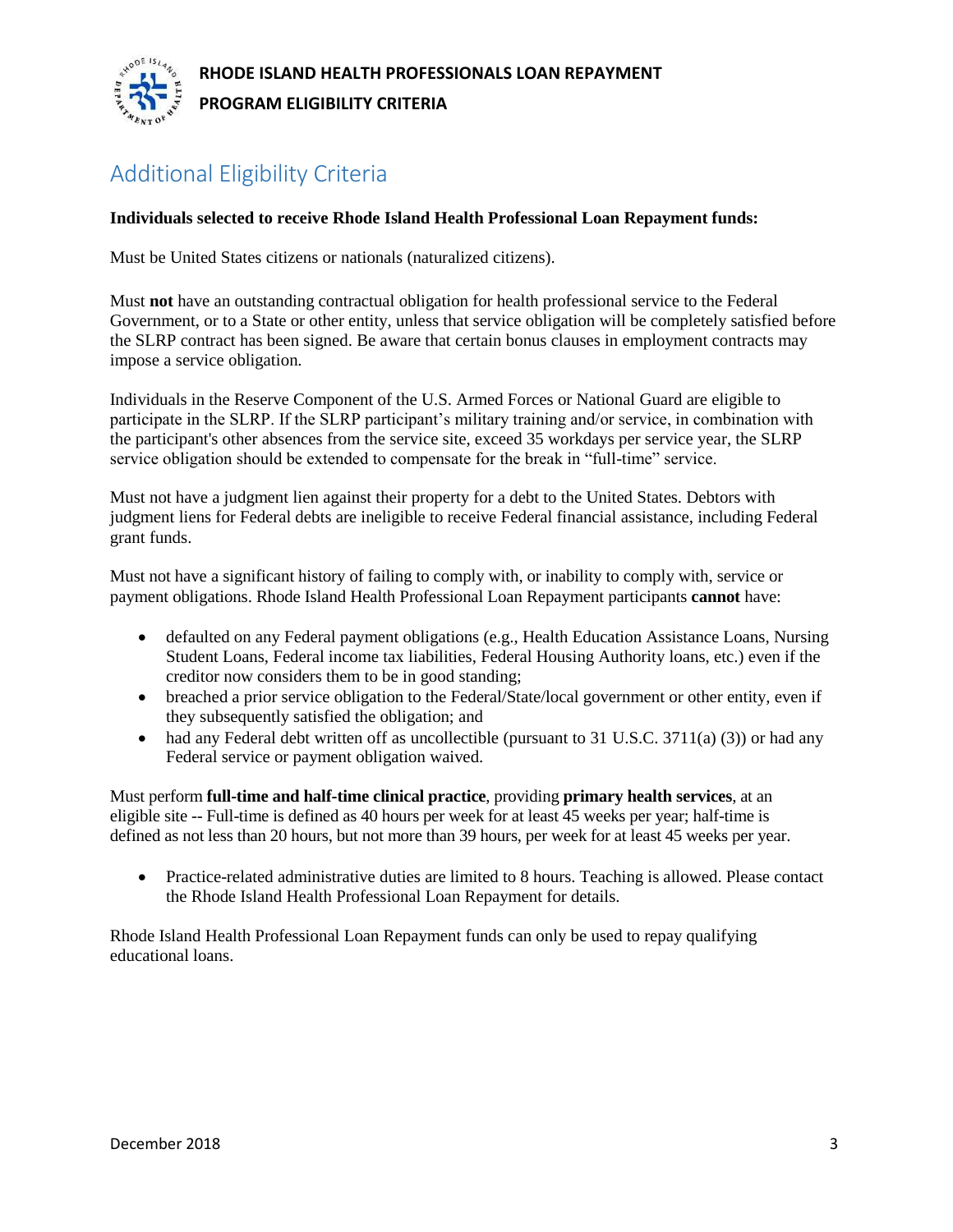## Additional Eligibility Criteria

**Individuals selected to receive Rhode Island Health Professional Loan Repayment funds:**

Must be United States citizens or nationals (naturalized citizens).

Must **not** have an outstanding contractual obligation for health professional service to the Federal Government, or to a State or other entity, unless that service obligation will be completely satisfied before the SLRP contract has been signed. Be aware that certain bonus clauses in employment contracts may impose a service obligation.

Individuals in the Reserve Component of the U.S. Armed Forces or National Guard are eligible to participate in the SLRP. If the SLRP participant's military training and/or service, in combination with the participant's other absences from the service site, exceed 35 workdays per service year, the SLRP service obligation should be extended to compensate for the break in "full-time" service.

Must not have a judgment lien against their property for a debt to the United States. Debtors with judgment liens for Federal debts are ineligible to receive Federal financial assistance, including Federal grant funds.

Must not have a significant history of failing to comply with, or inability to comply with, service or payment obligations. Rhode Island Health Professional Loan Repayment participants **cannot** have:

- defaulted on any Federal payment obligations (e.g., Health Education Assistance Loans, Nursing Student Loans, Federal income tax liabilities, Federal Housing Authority loans, etc.) even if the creditor now considers them to be in good standing;
- breached a prior service obligation to the Federal/State/local government or other entity, even if they subsequently satisfied the obligation; and
- had any Federal debt written off as uncollectible (pursuant to 31 U.S.C. 3711(a) (3)) or had any Federal service or payment obligation waived.

Must perform **full-time and half-time clinical practice**, providing **primary health services**, at an eligible site -- Full-time is defined as 40 hours per week for at least 45 weeks per year; half-time is defined as not less than 20 hours, but not more than 39 hours, per week for at least 45 weeks per year.

- Practice-related administrative duties are limited to 8 hours. Teaching is allowed. Please contact the Rhode Island Health Professional Loan Repayment for details.

Rhode Island Health Professional Loan Repayment funds can only be used to repay qualifying educational loans.